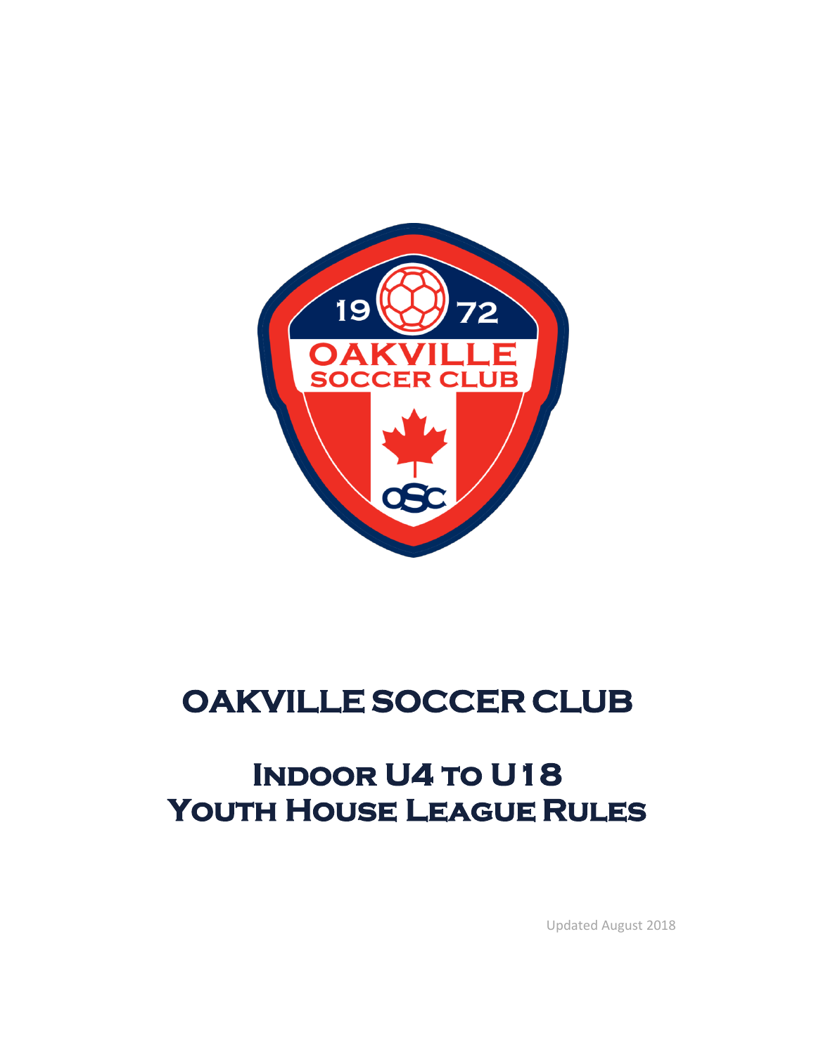# OAKVILLE SOCCER CLUB

## Indoor U4 to U18 Youth House League Rules

Updated August 2018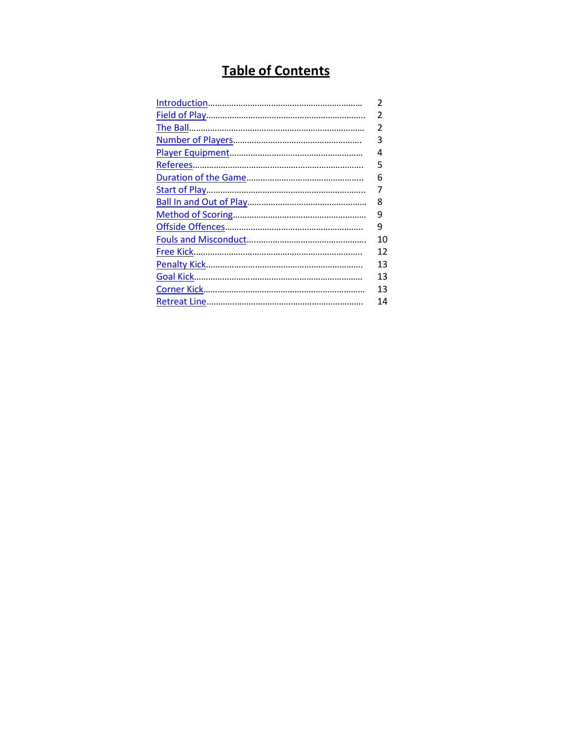# Table of Contents

| Section | Page |
|---|---|
| Introduction | 2 |
| Field of Play | 2 |
| The Ball | 2 |
| Number of Players | 3 |
| Player Equipment | 4 |
| Referees | 5 |
| Duration of the Game | 6 |
| Start of Play | 7 |
| Ball In and Out of Play | 8 |
| Method of Scoring | 9 |
| Offside Offences | 9 |
| Fouls and Misconduct | 10 |
| Free Kick | 12 |
| Penalty Kick | 13 |
| Goal Kick | 13 |
| Corner Kick | 13 |
| Retreat Line | 14 |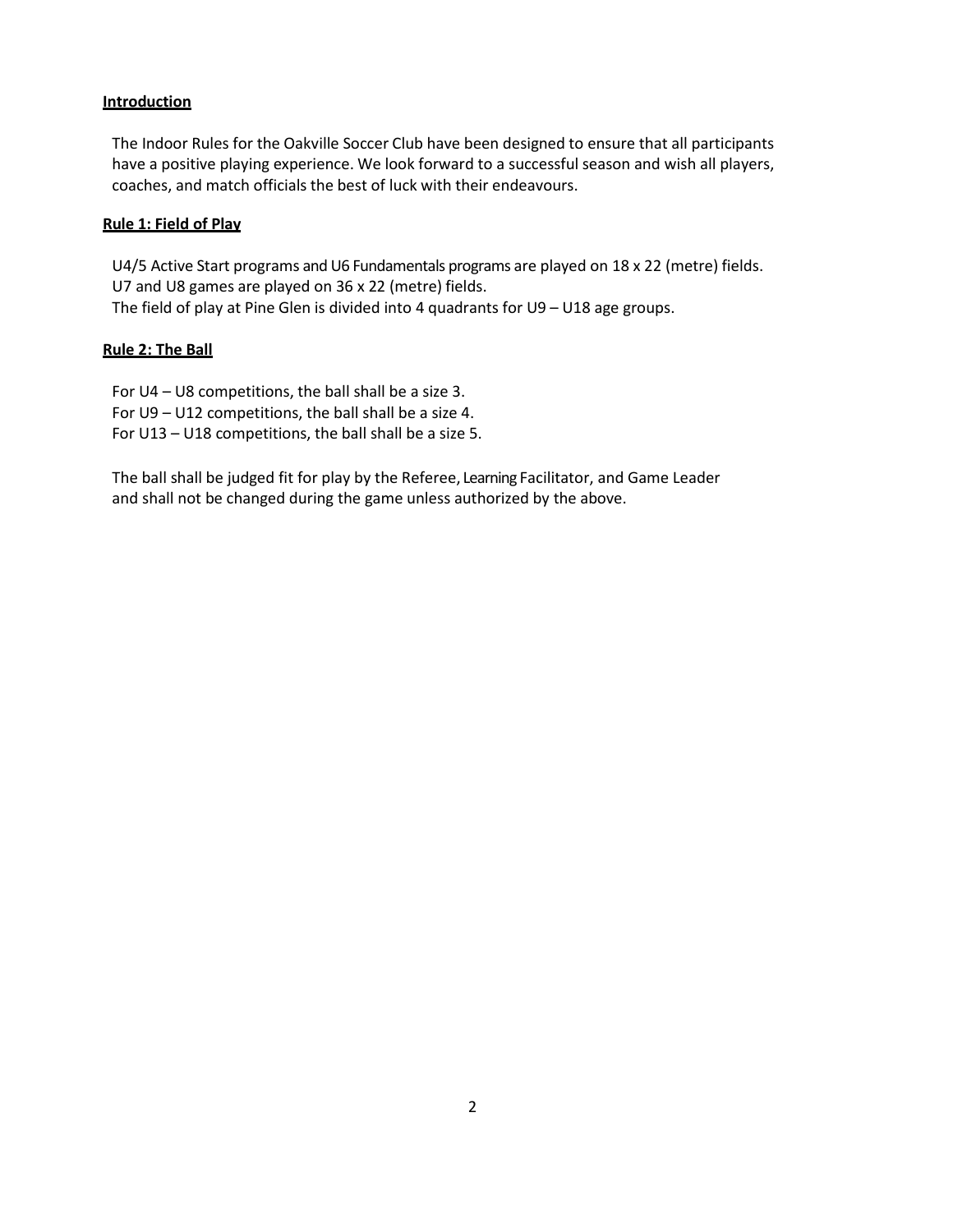## Introduction

The Indoor Rules for the Oakville Soccer Club have been designed to ensure that all participants have a positive playing experience. We look forward to a successful season and wish all players, coaches, and match officials the best of luck with their endeavours.

## Rule 1: Field of Play

U4/5 Active Start programs and U6 Fundamentals programs are played on 18 x 22 (metre) fields.
U7 and U8 games are played on 36 x 22 (metre) fields.
The field of play at Pine Glen is divided into 4 quadrants for U9 – U18 age groups.

## Rule 2: The Ball

For U4 – U8 competitions, the ball shall be a size 3.
For U9 – U12 competitions, the ball shall be a size 4.
For U13 – U18 competitions, the ball shall be a size 5.

The ball shall be judged fit for play by the Referee, Learning Facilitator, and Game Leader and shall not be changed during the game unless authorized by the above.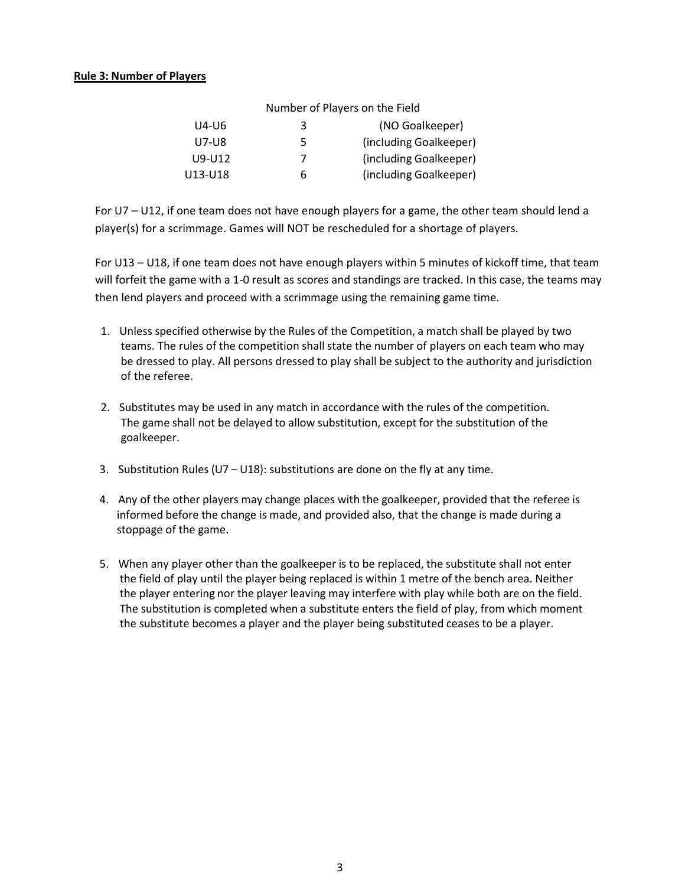**Rule 3: Number of Players**

| | Number of Players on the Field | |
|---|---|---|
| U4-U6 | 3 | (NO Goalkeeper) |
| U7-U8 | 5 | (including Goalkeeper) |
| U9-U12 | 7 | (including Goalkeeper) |
| U13-U18 | 6 | (including Goalkeeper) |

For U7 – U12, if one team does not have enough players for a game, the other team should lend a player(s) for a scrimmage. Games will NOT be rescheduled for a shortage of players.

For U13 – U18, if one team does not have enough players within 5 minutes of kickoff time, that team will forfeit the game with a 1-0 result as scores and standings are tracked. In this case, the teams may then lend players and proceed with a scrimmage using the remaining game time.

1. Unless specified otherwise by the Rules of the Competition, a match shall be played by two teams. The rules of the competition shall state the number of players on each team who may be dressed to play. All persons dressed to play shall be subject to the authority and jurisdiction of the referee.

2. Substitutes may be used in any match in accordance with the rules of the competition. The game shall not be delayed to allow substitution, except for the substitution of the goalkeeper.

3. Substitution Rules (U7 – U18): substitutions are done on the fly at any time.

4. Any of the other players may change places with the goalkeeper, provided that the referee is informed before the change is made, and provided also, that the change is made during a stoppage of the game.

5. When any player other than the goalkeeper is to be replaced, the substitute shall not enter the field of play until the player being replaced is within 1 metre of the bench area. Neither the player entering nor the player leaving may interfere with play while both are on the field. The substitution is completed when a substitute enters the field of play, from which moment the substitute becomes a player and the player being substituted ceases to be a player.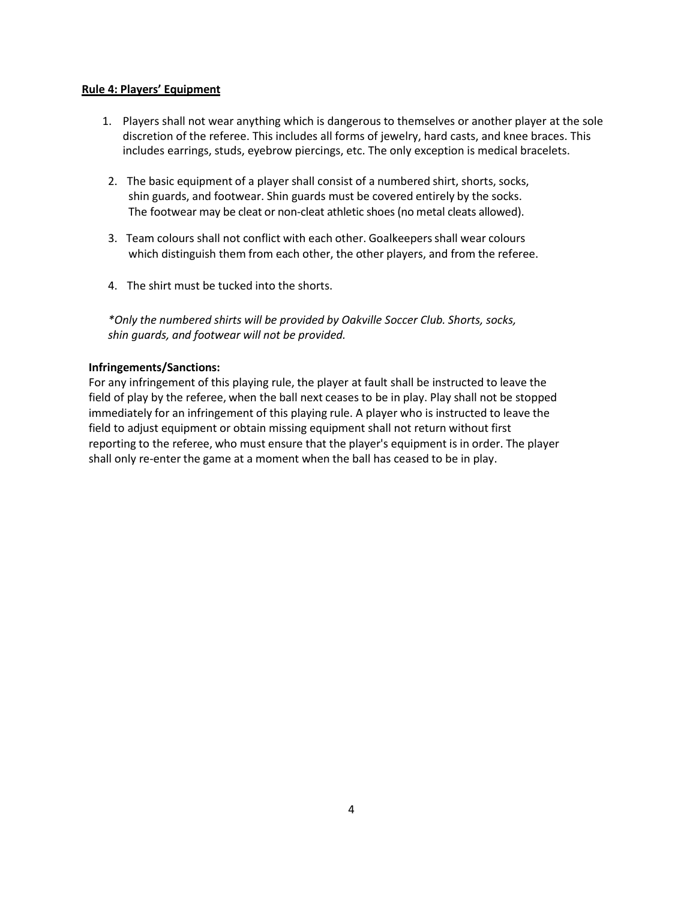## Rule 4: Players' Equipment

1. Players shall not wear anything which is dangerous to themselves or another player at the sole discretion of the referee. This includes all forms of jewelry, hard casts, and knee braces. This includes earrings, studs, eyebrow piercings, etc. The only exception is medical bracelets.
2. The basic equipment of a player shall consist of a numbered shirt, shorts, socks, shin guards, and footwear. Shin guards must be covered entirely by the socks. The footwear may be cleat or non-cleat athletic shoes (no metal cleats allowed).
3. Team colours shall not conflict with each other. Goalkeepers shall wear colours which distinguish them from each other, the other players, and from the referee.
4. The shirt must be tucked into the shorts.

*\*Only the numbered shirts will be provided by Oakville Soccer Club. Shorts, socks, shin guards, and footwear will not be provided.*

**Infringements/Sanctions:**

For any infringement of this playing rule, the player at fault shall be instructed to leave the field of play by the referee, when the ball next ceases to be in play. Play shall not be stopped immediately for an infringement of this playing rule. A player who is instructed to leave the field to adjust equipment or obtain missing equipment shall not return without first reporting to the referee, who must ensure that the player's equipment is in order. The player shall only re-enter the game at a moment when the ball has ceased to be in play.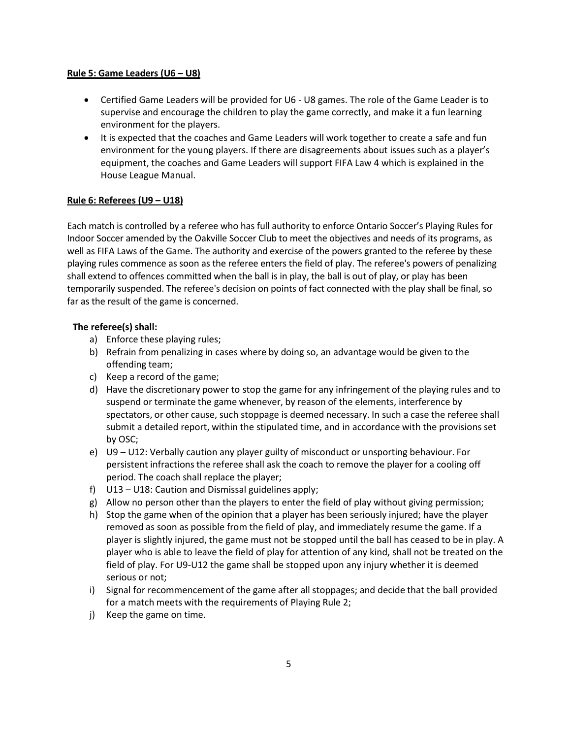## Rule 5: Game Leaders (U6 – U8)

- Certified Game Leaders will be provided for U6 - U8 games. The role of the Game Leader is to supervise and encourage the children to play the game correctly, and make it a fun learning environment for the players.
- It is expected that the coaches and Game Leaders will work together to create a safe and fun environment for the young players. If there are disagreements about issues such as a player's equipment, the coaches and Game Leaders will support FIFA Law 4 which is explained in the House League Manual.

## Rule 6: Referees (U9 – U18)

Each match is controlled by a referee who has full authority to enforce Ontario Soccer's Playing Rules for Indoor Soccer amended by the Oakville Soccer Club to meet the objectives and needs of its programs, as well as FIFA Laws of the Game. The authority and exercise of the powers granted to the referee by these playing rules commence as soon as the referee enters the field of play. The referee's powers of penalizing shall extend to offences committed when the ball is in play, the ball is out of play, or play has been temporarily suspended. The referee's decision on points of fact connected with the play shall be final, so far as the result of the game is concerned.

**The referee(s) shall:**

a) Enforce these playing rules;
b) Refrain from penalizing in cases where by doing so, an advantage would be given to the offending team;
c) Keep a record of the game;
d) Have the discretionary power to stop the game for any infringement of the playing rules and to suspend or terminate the game whenever, by reason of the elements, interference by spectators, or other cause, such stoppage is deemed necessary. In such a case the referee shall submit a detailed report, within the stipulated time, and in accordance with the provisions set by OSC;
e) U9 – U12: Verbally caution any player guilty of misconduct or unsporting behaviour. For persistent infractions the referee shall ask the coach to remove the player for a cooling off period. The coach shall replace the player;
f) U13 – U18: Caution and Dismissal guidelines apply;
g) Allow no person other than the players to enter the field of play without giving permission;
h) Stop the game when of the opinion that a player has been seriously injured; have the player removed as soon as possible from the field of play, and immediately resume the game. If a player is slightly injured, the game must not be stopped until the ball has ceased to be in play. A player who is able to leave the field of play for attention of any kind, shall not be treated on the field of play. For U9-U12 the game shall be stopped upon any injury whether it is deemed serious or not;
i) Signal for recommencement of the game after all stoppages; and decide that the ball provided for a match meets with the requirements of Playing Rule 2;
j) Keep the game on time.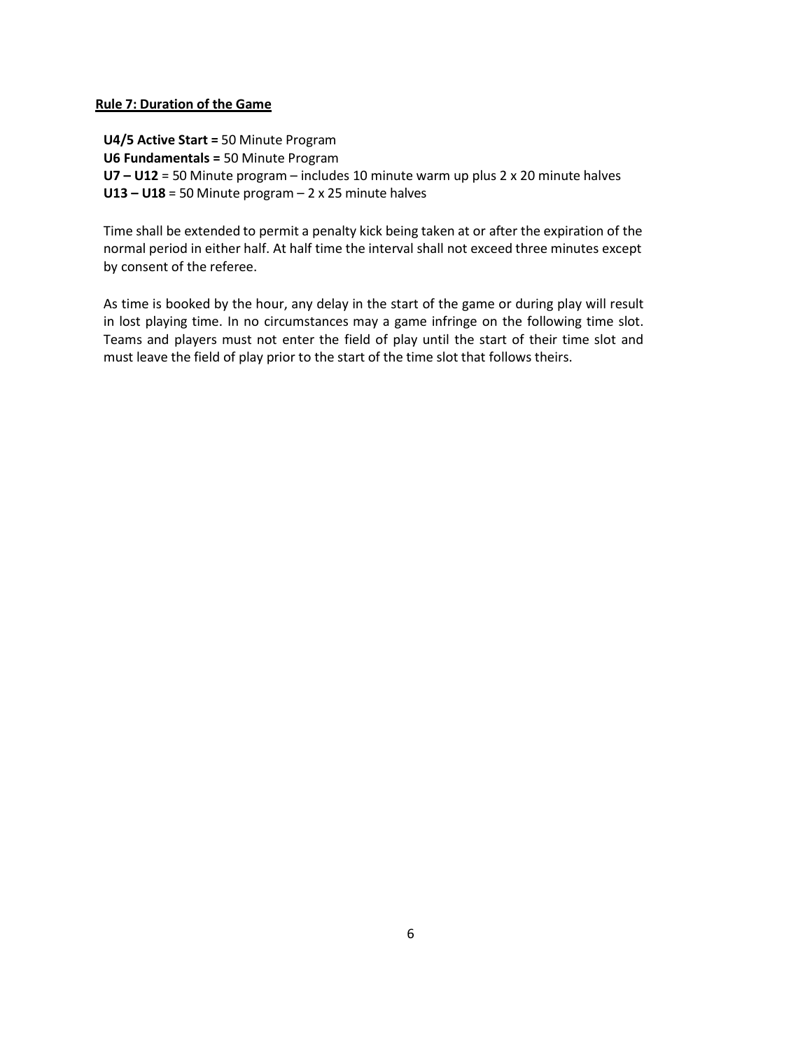## Rule 7: Duration of the Game

**U4/5 Active Start =** 50 Minute Program
**U6 Fundamentals =** 50 Minute Program
**U7 – U12** = 50 Minute program – includes 10 minute warm up plus 2 x 20 minute halves
**U13 – U18** = 50 Minute program – 2 x 25 minute halves

Time shall be extended to permit a penalty kick being taken at or after the expiration of the normal period in either half. At half time the interval shall not exceed three minutes except by consent of the referee.

As time is booked by the hour, any delay in the start of the game or during play will result in lost playing time. In no circumstances may a game infringe on the following time slot. Teams and players must not enter the field of play until the start of their time slot and must leave the field of play prior to the start of the time slot that follows theirs.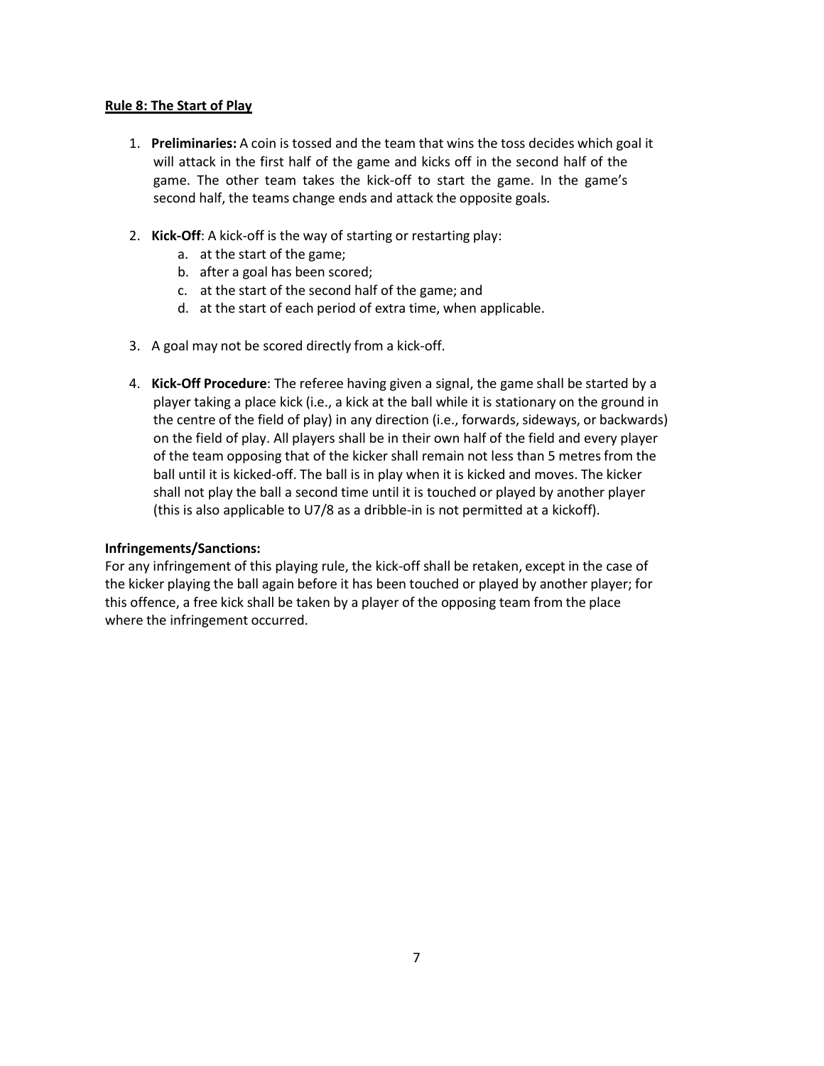## Rule 8: The Start of Play

1. **Preliminaries:** A coin is tossed and the team that wins the toss decides which goal it will attack in the first half of the game and kicks off in the second half of the game. The other team takes the kick-off to start the game. In the game's second half, the teams change ends and attack the opposite goals.

2. **Kick-Off**: A kick-off is the way of starting or restarting play:
   a. at the start of the game;
   b. after a goal has been scored;
   c. at the start of the second half of the game; and
   d. at the start of each period of extra time, when applicable.

3. A goal may not be scored directly from a kick-off.

4. **Kick-Off Procedure**: The referee having given a signal, the game shall be started by a player taking a place kick (i.e., a kick at the ball while it is stationary on the ground in the centre of the field of play) in any direction (i.e., forwards, sideways, or backwards) on the field of play. All players shall be in their own half of the field and every player of the team opposing that of the kicker shall remain not less than 5 metres from the ball until it is kicked-off. The ball is in play when it is kicked and moves. The kicker shall not play the ball a second time until it is touched or played by another player (this is also applicable to U7/8 as a dribble-in is not permitted at a kickoff).

**Infringements/Sanctions:**

For any infringement of this playing rule, the kick-off shall be retaken, except in the case of the kicker playing the ball again before it has been touched or played by another player; for this offence, a free kick shall be taken by a player of the opposing team from the place where the infringement occurred.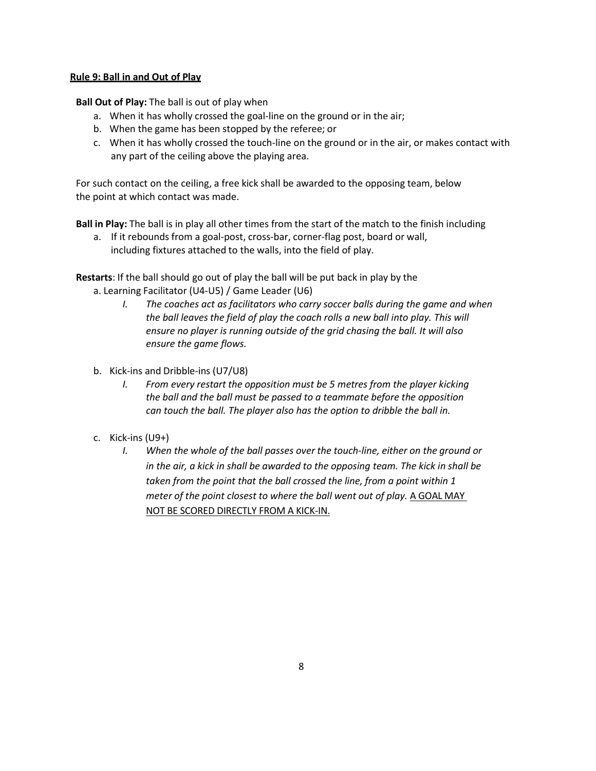## **Rule 9: Ball in and Out of Play**

**Ball Out of Play:** The ball is out of play when

a. When it has wholly crossed the goal-line on the ground or in the air;
b. When the game has been stopped by the referee; or
c. When it has wholly crossed the touch-line on the ground or in the air, or makes contact with any part of the ceiling above the playing area.

For such contact on the ceiling, a free kick shall be awarded to the opposing team, below the point at which contact was made.

**Ball in Play:** The ball is in play all other times from the start of the match to the finish including

a. If it rebounds from a goal-post, cross-bar, corner-flag post, board or wall, including fixtures attached to the walls, into the field of play.

**Restarts**: If the ball should go out of play the ball will be put back in play by the

a. Learning Facilitator (U4-U5) / Game Leader (U6)
   I. *The coaches act as facilitators who carry soccer balls during the game and when the ball leaves the field of play the coach rolls a new ball into play. This will ensure no player is running outside of the grid chasing the ball. It will also ensure the game flows.*

b. Kick-ins and Dribble-ins (U7/U8)
   I. *From every restart the opposition must be 5 metres from the player kicking the ball and the ball must be passed to a teammate before the opposition can touch the ball. The player also has the option to dribble the ball in.*

c. Kick-ins (U9+)
   I. *When the whole of the ball passes over the touch-line, either on the ground or in the air, a kick in shall be awarded to the opposing team. The kick in shall be taken from the point that the ball crossed the line, from a point within 1 meter of the point closest to where the ball went out of play.* <u>A GOAL MAY NOT BE SCORED DIRECTLY FROM A KICK-IN.</u>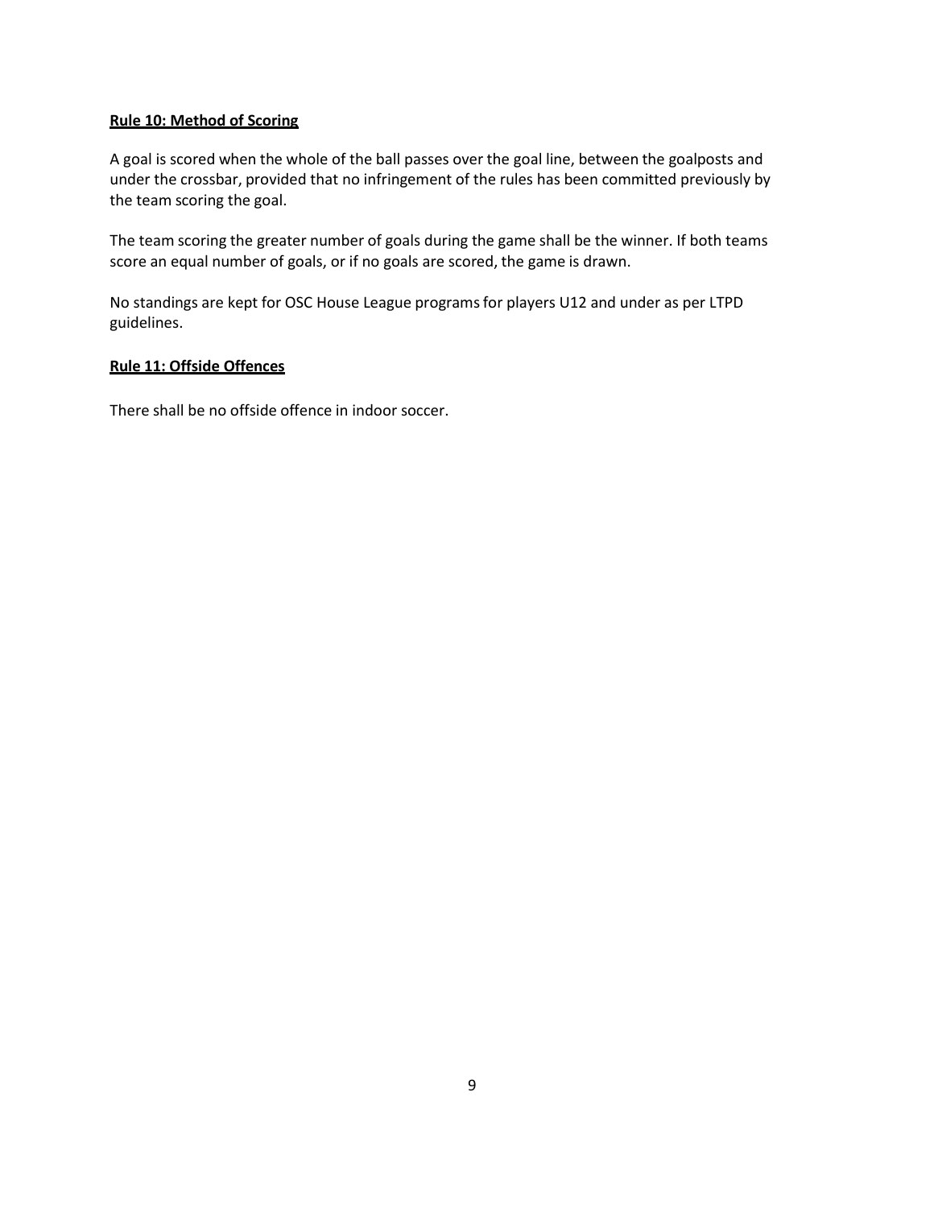**Rule 10: Method of Scoring**

A goal is scored when the whole of the ball passes over the goal line, between the goalposts and under the crossbar, provided that no infringement of the rules has been committed previously by the team scoring the goal.

The team scoring the greater number of goals during the game shall be the winner. If both teams score an equal number of goals, or if no goals are scored, the game is drawn.

No standings are kept for OSC House League programs for players U12 and under as per LTPD guidelines.

**Rule 11: Offside Offences**

There shall be no offside offence in indoor soccer.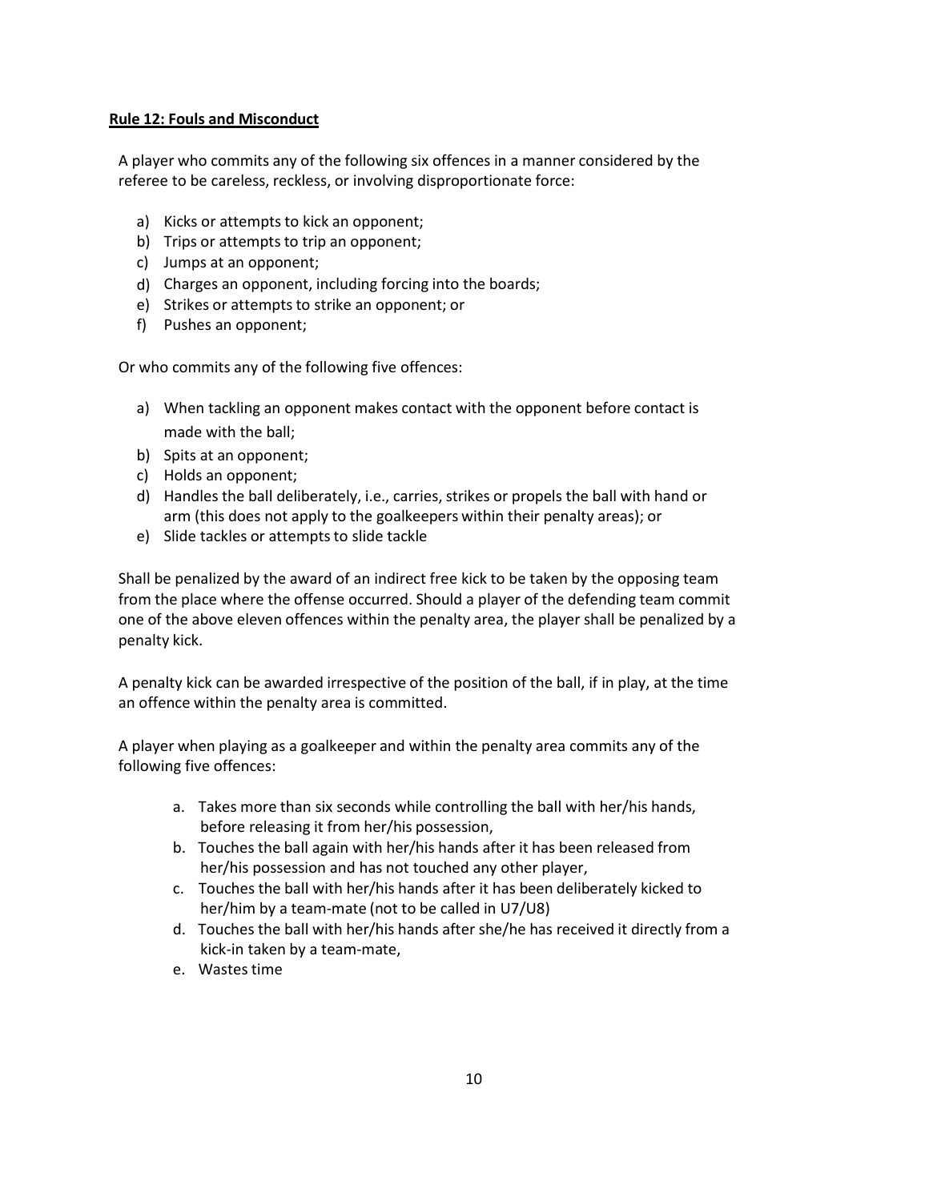**Rule 12: Fouls and Misconduct**

A player who commits any of the following six offences in a manner considered by the referee to be careless, reckless, or involving disproportionate force:

a) Kicks or attempts to kick an opponent;
b) Trips or attempts to trip an opponent;
c) Jumps at an opponent;
d) Charges an opponent, including forcing into the boards;
e) Strikes or attempts to strike an opponent; or
f) Pushes an opponent;

Or who commits any of the following five offences:

a) When tackling an opponent makes contact with the opponent before contact is made with the ball;
b) Spits at an opponent;
c) Holds an opponent;
d) Handles the ball deliberately, i.e., carries, strikes or propels the ball with hand or arm (this does not apply to the goalkeepers within their penalty areas); or
e) Slide tackles or attempts to slide tackle

Shall be penalized by the award of an indirect free kick to be taken by the opposing team from the place where the offense occurred. Should a player of the defending team commit one of the above eleven offences within the penalty area, the player shall be penalized by a penalty kick.

A penalty kick can be awarded irrespective of the position of the ball, if in play, at the time an offence within the penalty area is committed.

A player when playing as a goalkeeper and within the penalty area commits any of the following five offences:

a. Takes more than six seconds while controlling the ball with her/his hands, before releasing it from her/his possession,
b. Touches the ball again with her/his hands after it has been released from her/his possession and has not touched any other player,
c. Touches the ball with her/his hands after it has been deliberately kicked to her/him by a team-mate (not to be called in U7/U8)
d. Touches the ball with her/his hands after she/he has received it directly from a kick-in taken by a team-mate,
e. Wastes time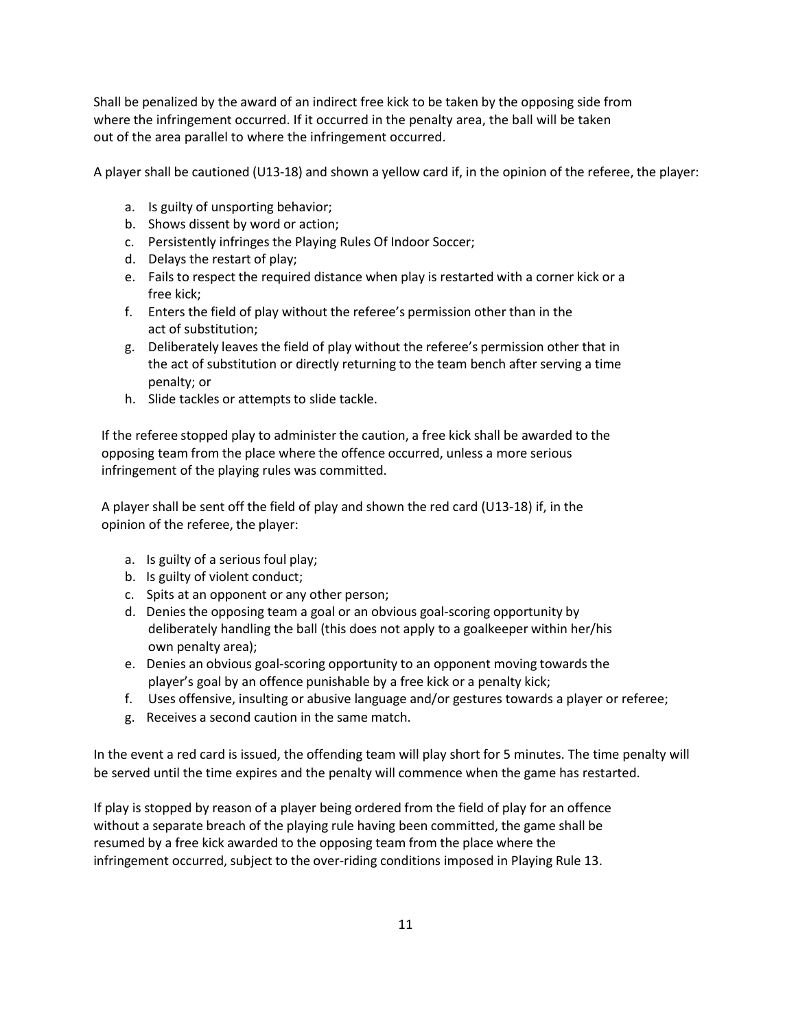Shall be penalized by the award of an indirect free kick to be taken by the opposing side from where the infringement occurred. If it occurred in the penalty area, the ball will be taken out of the area parallel to where the infringement occurred.

A player shall be cautioned (U13-18) and shown a yellow card if, in the opinion of the referee, the player:

a. Is guilty of unsporting behavior;
b. Shows dissent by word or action;
c. Persistently infringes the Playing Rules Of Indoor Soccer;
d. Delays the restart of play;
e. Fails to respect the required distance when play is restarted with a corner kick or a free kick;
f. Enters the field of play without the referee's permission other than in the act of substitution;
g. Deliberately leaves the field of play without the referee's permission other that in the act of substitution or directly returning to the team bench after serving a time penalty; or
h. Slide tackles or attempts to slide tackle.

If the referee stopped play to administer the caution, a free kick shall be awarded to the opposing team from the place where the offence occurred, unless a more serious infringement of the playing rules was committed.

A player shall be sent off the field of play and shown the red card (U13-18) if, in the opinion of the referee, the player:

a. Is guilty of a serious foul play;
b. Is guilty of violent conduct;
c. Spits at an opponent or any other person;
d. Denies the opposing team a goal or an obvious goal-scoring opportunity by deliberately handling the ball (this does not apply to a goalkeeper within her/his own penalty area);
e. Denies an obvious goal-scoring opportunity to an opponent moving towards the player's goal by an offence punishable by a free kick or a penalty kick;
f. Uses offensive, insulting or abusive language and/or gestures towards a player or referee;
g. Receives a second caution in the same match.

In the event a red card is issued, the offending team will play short for 5 minutes. The time penalty will be served until the time expires and the penalty will commence when the game has restarted.

If play is stopped by reason of a player being ordered from the field of play for an offence without a separate breach of the playing rule having been committed, the game shall be resumed by a free kick awarded to the opposing team from the place where the infringement occurred, subject to the over-riding conditions imposed in Playing Rule 13.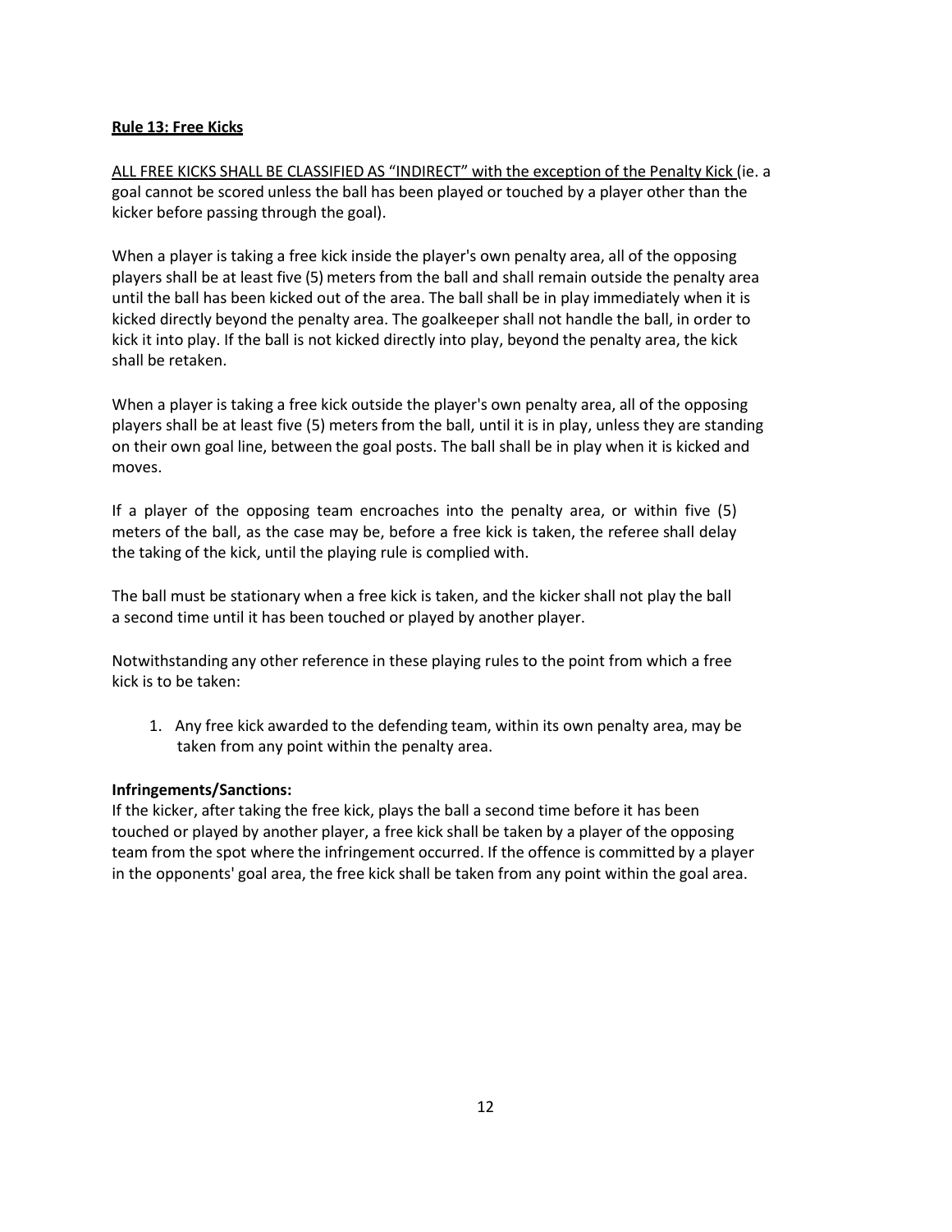## Rule 13: Free Kicks

<u>ALL FREE KICKS SHALL BE CLASSIFIED AS "INDIRECT" with the exception of the Penalty Kick</u> (ie. a goal cannot be scored unless the ball has been played or touched by a player other than the kicker before passing through the goal).

When a player is taking a free kick inside the player's own penalty area, all of the opposing players shall be at least five (5) meters from the ball and shall remain outside the penalty area until the ball has been kicked out of the area. The ball shall be in play immediately when it is kicked directly beyond the penalty area. The goalkeeper shall not handle the ball, in order to kick it into play. If the ball is not kicked directly into play, beyond the penalty area, the kick shall be retaken.

When a player is taking a free kick outside the player's own penalty area, all of the opposing players shall be at least five (5) meters from the ball, until it is in play, unless they are standing on their own goal line, between the goal posts. The ball shall be in play when it is kicked and moves.

If a player of the opposing team encroaches into the penalty area, or within five (5) meters of the ball, as the case may be, before a free kick is taken, the referee shall delay the taking of the kick, until the playing rule is complied with.

The ball must be stationary when a free kick is taken, and the kicker shall not play the ball a second time until it has been touched or played by another player.

Notwithstanding any other reference in these playing rules to the point from which a free kick is to be taken:

1. Any free kick awarded to the defending team, within its own penalty area, may be taken from any point within the penalty area.

**Infringements/Sanctions:**
If the kicker, after taking the free kick, plays the ball a second time before it has been touched or played by another player, a free kick shall be taken by a player of the opposing team from the spot where the infringement occurred. If the offence is committed by a player in the opponents' goal area, the free kick shall be taken from any point within the goal area.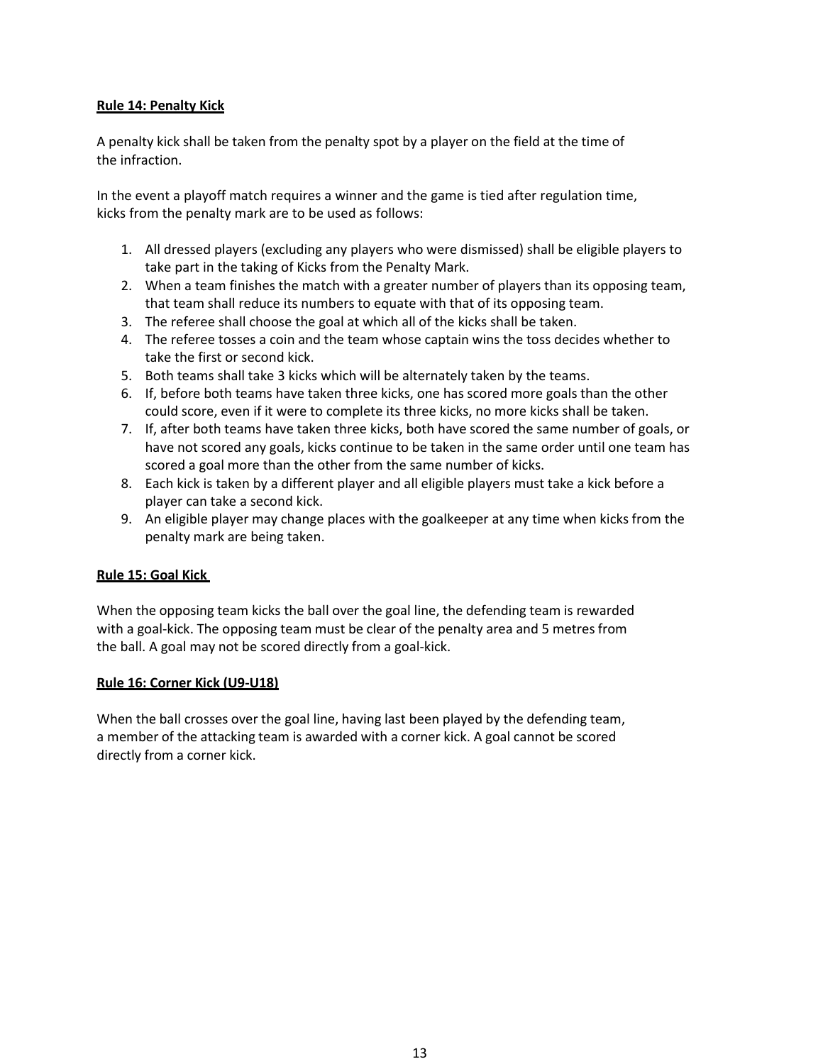**Rule 14: Penalty Kick**

A penalty kick shall be taken from the penalty spot by a player on the field at the time of the infraction.

In the event a playoff match requires a winner and the game is tied after regulation time, kicks from the penalty mark are to be used as follows:

1. All dressed players (excluding any players who were dismissed) shall be eligible players to take part in the taking of Kicks from the Penalty Mark.
2. When a team finishes the match with a greater number of players than its opposing team, that team shall reduce its numbers to equate with that of its opposing team.
3. The referee shall choose the goal at which all of the kicks shall be taken.
4. The referee tosses a coin and the team whose captain wins the toss decides whether to take the first or second kick.
5. Both teams shall take 3 kicks which will be alternately taken by the teams.
6. If, before both teams have taken three kicks, one has scored more goals than the other could score, even if it were to complete its three kicks, no more kicks shall be taken.
7. If, after both teams have taken three kicks, both have scored the same number of goals, or have not scored any goals, kicks continue to be taken in the same order until one team has scored a goal more than the other from the same number of kicks.
8. Each kick is taken by a different player and all eligible players must take a kick before a player can take a second kick.
9. An eligible player may change places with the goalkeeper at any time when kicks from the penalty mark are being taken.

**Rule 15: Goal Kick**

When the opposing team kicks the ball over the goal line, the defending team is rewarded with a goal-kick. The opposing team must be clear of the penalty area and 5 metres from the ball. A goal may not be scored directly from a goal-kick.

**Rule 16: Corner Kick (U9-U18)**

When the ball crosses over the goal line, having last been played by the defending team, a member of the attacking team is awarded with a corner kick. A goal cannot be scored directly from a corner kick.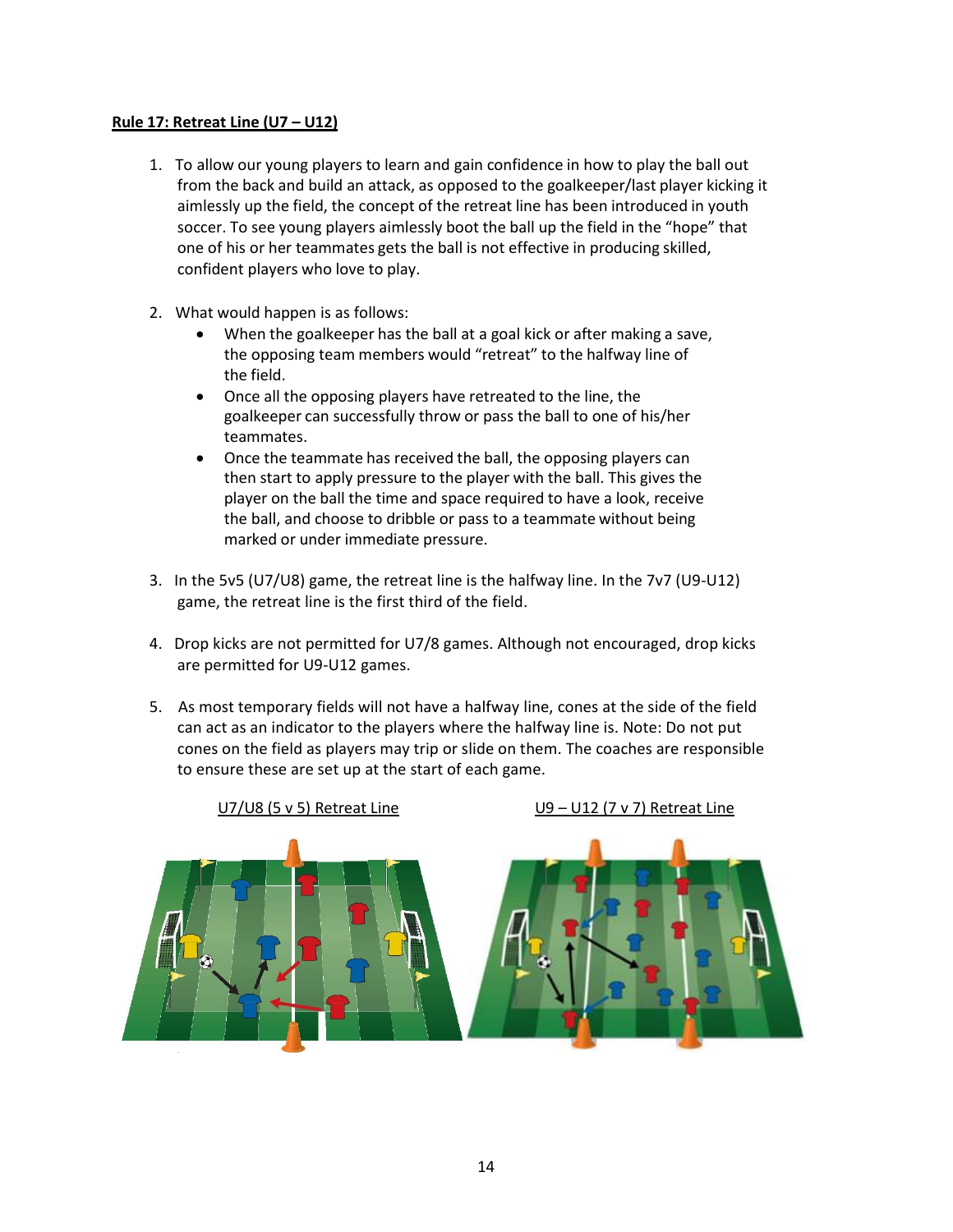**Rule 17: Retreat Line (U7 – U12)**

1. To allow our young players to learn and gain confidence in how to play the ball out from the back and build an attack, as opposed to the goalkeeper/last player kicking it aimlessly up the field, the concept of the retreat line has been introduced in youth soccer. To see young players aimlessly boot the ball up the field in the "hope" that one of his or her teammates gets the ball is not effective in producing skilled, confident players who love to play.

2. What would happen is as follows:
   - When the goalkeeper has the ball at a goal kick or after making a save, the opposing team members would "retreat" to the halfway line of the field.
   - Once all the opposing players have retreated to the line, the goalkeeper can successfully throw or pass the ball to one of his/her teammates.
   - Once the teammate has received the ball, the opposing players can then start to apply pressure to the player with the ball. This gives the player on the ball the time and space required to have a look, receive the ball, and choose to dribble or pass to a teammate without being marked or under immediate pressure.

3. In the 5v5 (U7/U8) game, the retreat line is the halfway line. In the 7v7 (U9-U12) game, the retreat line is the first third of the field.

4. Drop kicks are not permitted for U7/8 games. Although not encouraged, drop kicks are permitted for U9-U12 games.

5. As most temporary fields will not have a halfway line, cones at the side of the field can act as an indicator to the players where the halfway line is. Note: Do not put cones on the field as players may trip or slide on them. The coaches are responsible to ensure these are set up at the start of each game.

U7/U8 (5 v 5) Retreat Line

U9 – U12 (7 v 7) Retreat Line